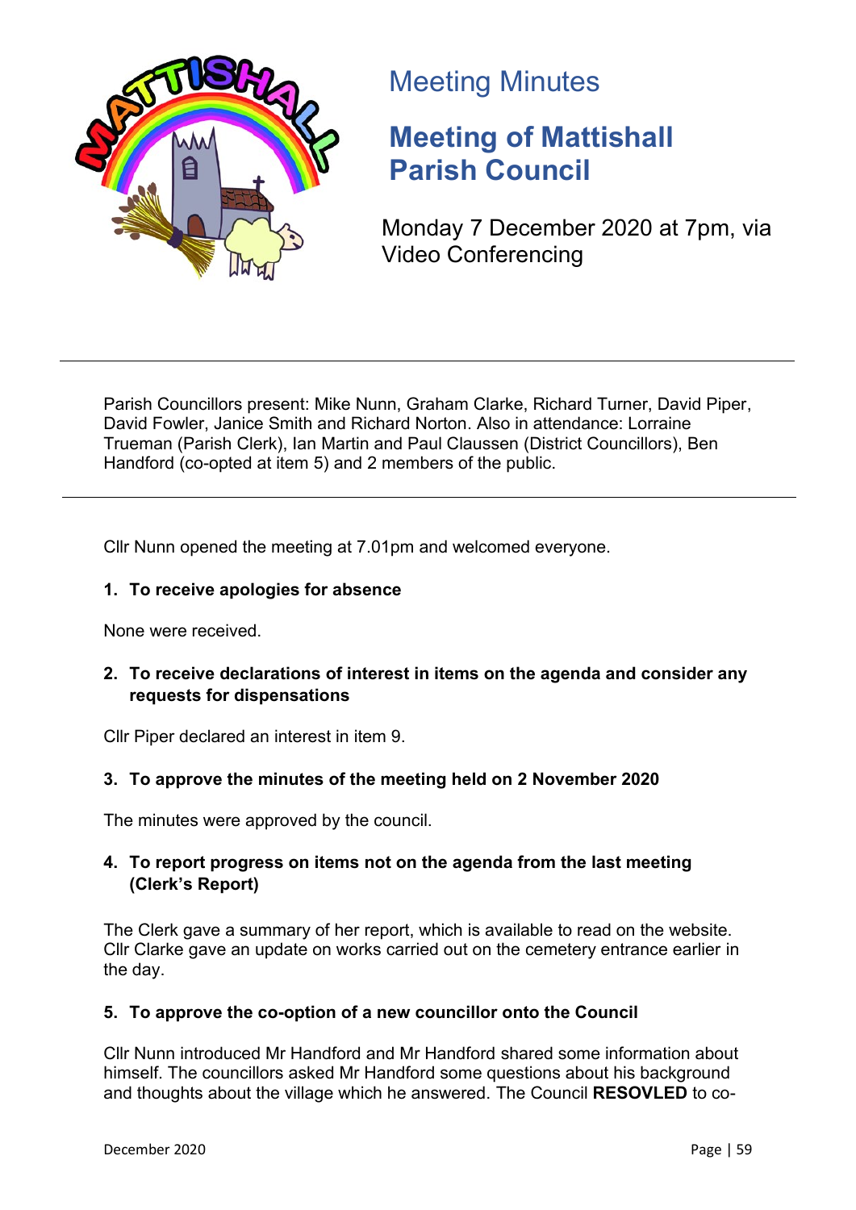# Meeting Minutes

## Meeting of Mattishall Parish Council

Monday 7 December 2020 at 7pm, via Video Conferencing

---

Parish Councillors present: Mike Nunn, Graham Clarke, Richard Turner, David Piper, David Fowler, Janice Smith and Richard Norton. Also in attendance: Lorraine Trueman (Parish Clerk), Ian Martin and Paul Claussen (District Councillors), Ben Handford (co-opted at item 5) and 2 members of the public.

---

Cllr Nunn opened the meeting at 7.01pm and welcomed everyone.

**1. To receive apologies for absence**

None were received.

**2. To receive declarations of interest in items on the agenda and consider any requests for dispensations**

Cllr Piper declared an interest in item 9.

**3. To approve the minutes of the meeting held on 2 November 2020**

The minutes were approved by the council.

**4. To report progress on items not on the agenda from the last meeting (Clerk's Report)**

The Clerk gave a summary of her report, which is available to read on the website. Cllr Clarke gave an update on works carried out on the cemetery entrance earlier in the day.

**5. To approve the co-option of a new councillor onto the Council**

Cllr Nunn introduced Mr Handford and Mr Handford shared some information about himself. The councillors asked Mr Handford some questions about his background and thoughts about the village which he answered. The Council **RESOVLED** to co-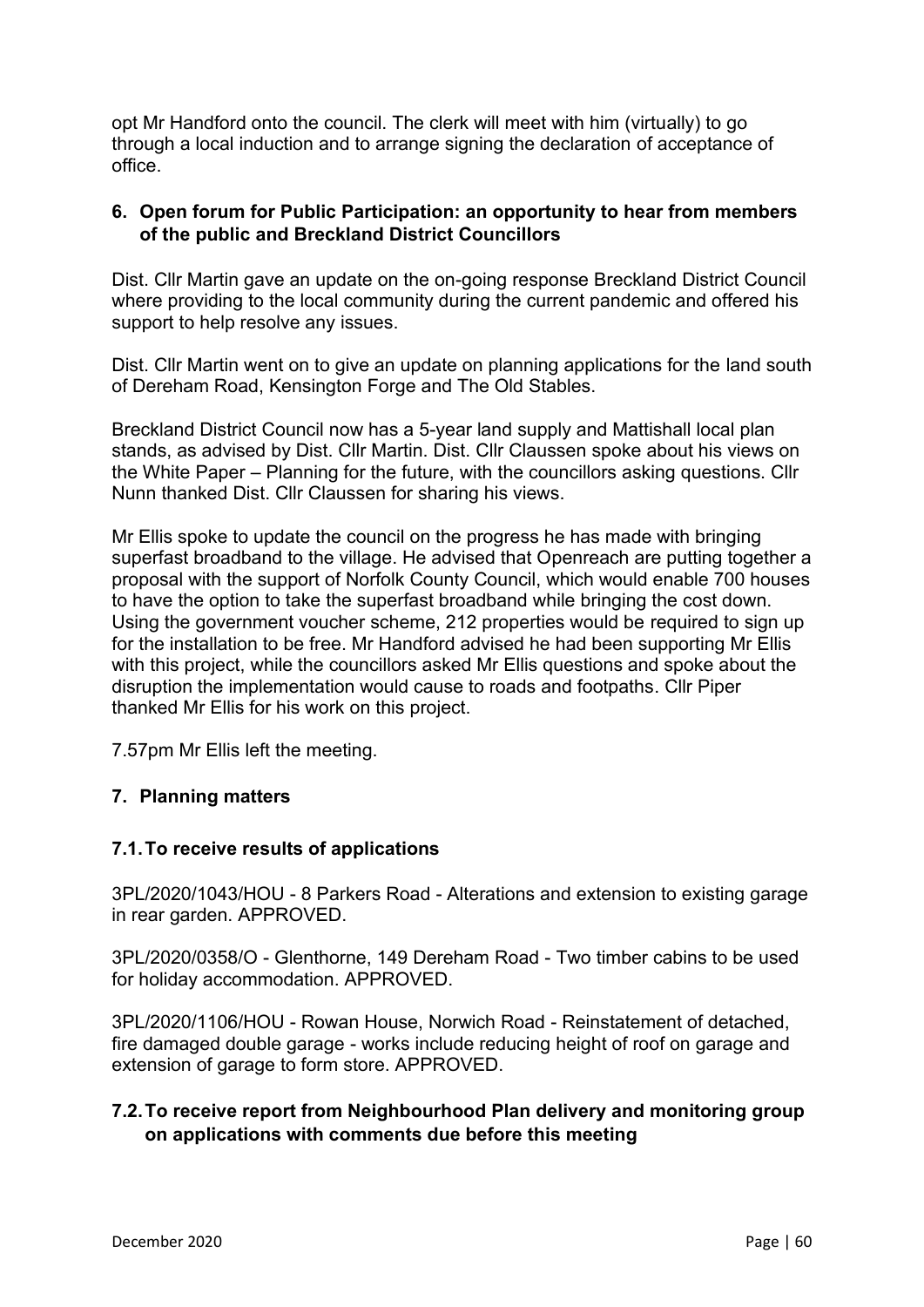opt Mr Handford onto the council. The clerk will meet with him (virtually) to go through a local induction and to arrange signing the declaration of acceptance of office.

## 6. Open forum for Public Participation: an opportunity to hear from members of the public and Breckland District Councillors

Dist. Cllr Martin gave an update on the on-going response Breckland District Council where providing to the local community during the current pandemic and offered his support to help resolve any issues.

Dist. Cllr Martin went on to give an update on planning applications for the land south of Dereham Road, Kensington Forge and The Old Stables.

Breckland District Council now has a 5-year land supply and Mattishall local plan stands, as advised by Dist. Cllr Martin. Dist. Cllr Claussen spoke about his views on the White Paper – Planning for the future, with the councillors asking questions. Cllr Nunn thanked Dist. Cllr Claussen for sharing his views.

Mr Ellis spoke to update the council on the progress he has made with bringing superfast broadband to the village. He advised that Openreach are putting together a proposal with the support of Norfolk County Council, which would enable 700 houses to have the option to take the superfast broadband while bringing the cost down. Using the government voucher scheme, 212 properties would be required to sign up for the installation to be free. Mr Handford advised he had been supporting Mr Ellis with this project, while the councillors asked Mr Ellis questions and spoke about the disruption the implementation would cause to roads and footpaths. Cllr Piper thanked Mr Ellis for his work on this project.

7.57pm Mr Ellis left the meeting.

## 7. Planning matters

### 7.1. To receive results of applications

3PL/2020/1043/HOU - 8 Parkers Road - Alterations and extension to existing garage in rear garden. APPROVED.

3PL/2020/0358/O - Glenthorne, 149 Dereham Road - Two timber cabins to be used for holiday accommodation. APPROVED.

3PL/2020/1106/HOU - Rowan House, Norwich Road - Reinstatement of detached, fire damaged double garage - works include reducing height of roof on garage and extension of garage to form store. APPROVED.

### 7.2. To receive report from Neighbourhood Plan delivery and monitoring group on applications with comments due before this meeting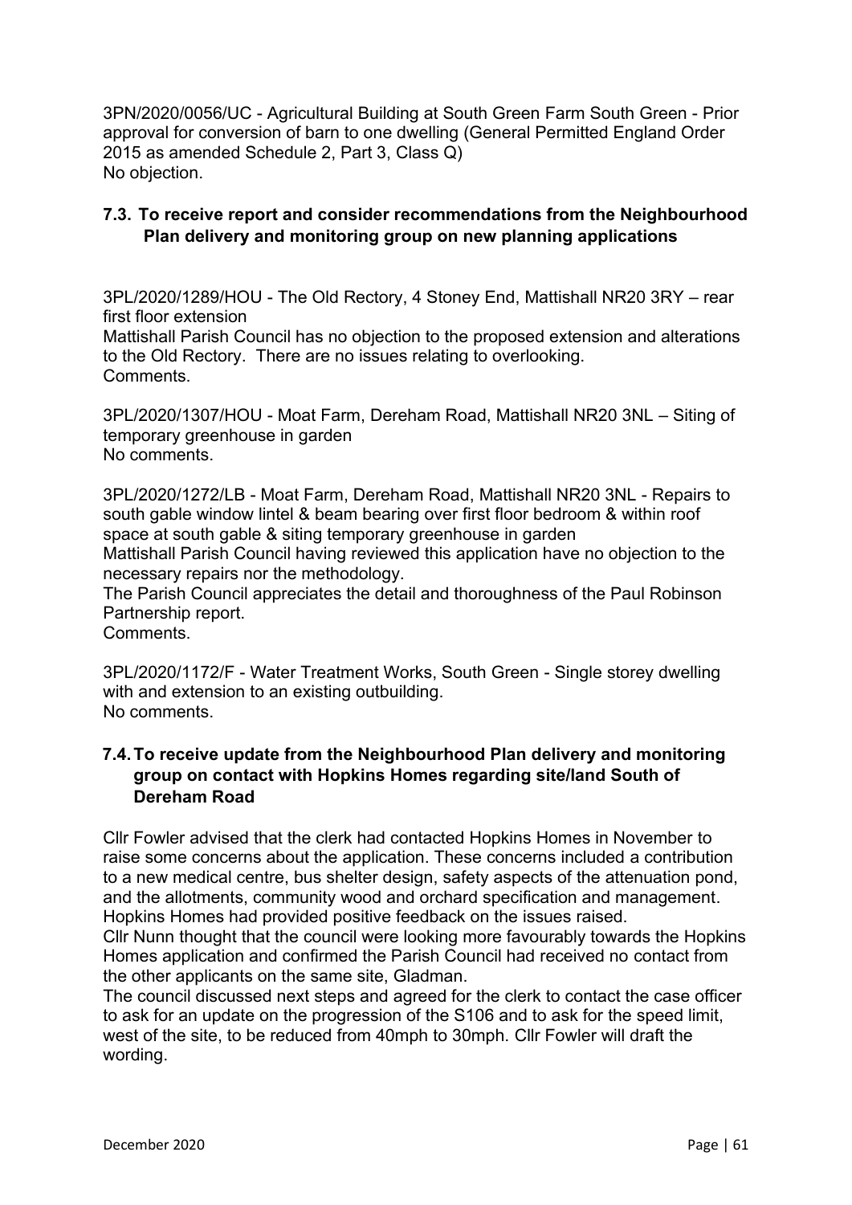3PN/2020/0056/UC - Agricultural Building at South Green Farm South Green - Prior approval for conversion of barn to one dwelling (General Permitted England Order 2015 as amended Schedule 2, Part 3, Class Q)
No objection.

### 7.3. To receive report and consider recommendations from the Neighbourhood Plan delivery and monitoring group on new planning applications

3PL/2020/1289/HOU - The Old Rectory, 4 Stoney End, Mattishall NR20 3RY – rear first floor extension
Mattishall Parish Council has no objection to the proposed extension and alterations to the Old Rectory. There are no issues relating to overlooking.
Comments.

3PL/2020/1307/HOU - Moat Farm, Dereham Road, Mattishall NR20 3NL – Siting of temporary greenhouse in garden
No comments.

3PL/2020/1272/LB - Moat Farm, Dereham Road, Mattishall NR20 3NL - Repairs to south gable window lintel & beam bearing over first floor bedroom & within roof space at south gable & siting temporary greenhouse in garden
Mattishall Parish Council having reviewed this application have no objection to the necessary repairs nor the methodology.
The Parish Council appreciates the detail and thoroughness of the Paul Robinson Partnership report.
Comments.

3PL/2020/1172/F - Water Treatment Works, South Green - Single storey dwelling with and extension to an existing outbuilding.
No comments.

### 7.4. To receive update from the Neighbourhood Plan delivery and monitoring group on contact with Hopkins Homes regarding site/land South of Dereham Road

Cllr Fowler advised that the clerk had contacted Hopkins Homes in November to raise some concerns about the application. These concerns included a contribution to a new medical centre, bus shelter design, safety aspects of the attenuation pond, and the allotments, community wood and orchard specification and management. Hopkins Homes had provided positive feedback on the issues raised.
Cllr Nunn thought that the council were looking more favourably towards the Hopkins Homes application and confirmed the Parish Council had received no contact from the other applicants on the same site, Gladman.
The council discussed next steps and agreed for the clerk to contact the case officer to ask for an update on the progression of the S106 and to ask for the speed limit, west of the site, to be reduced from 40mph to 30mph. Cllr Fowler will draft the wording.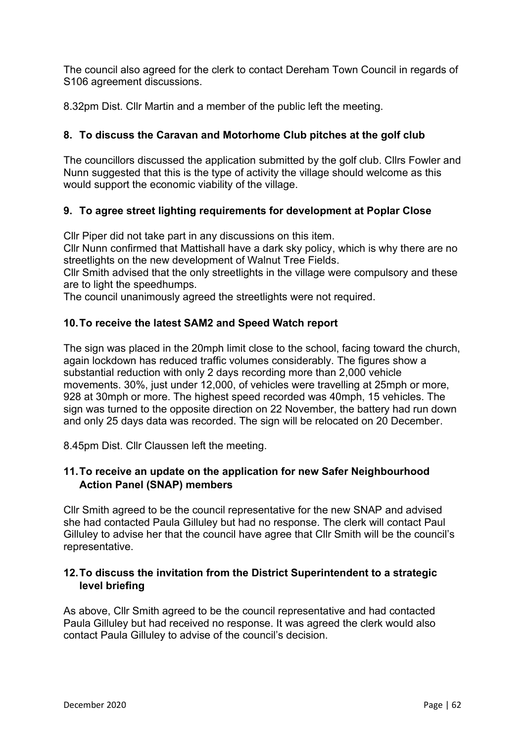The council also agreed for the clerk to contact Dereham Town Council in regards of S106 agreement discussions.

8.32pm Dist. Cllr Martin and a member of the public left the meeting.

**8. To discuss the Caravan and Motorhome Club pitches at the golf club**

The councillors discussed the application submitted by the golf club. Cllrs Fowler and Nunn suggested that this is the type of activity the village should welcome as this would support the economic viability of the village.

**9. To agree street lighting requirements for development at Poplar Close**

Cllr Piper did not take part in any discussions on this item.
Cllr Nunn confirmed that Mattishall have a dark sky policy, which is why there are no streetlights on the new development of Walnut Tree Fields.
Cllr Smith advised that the only streetlights in the village were compulsory and these are to light the speedhumps.
The council unanimously agreed the streetlights were not required.

**10. To receive the latest SAM2 and Speed Watch report**

The sign was placed in the 20mph limit close to the school, facing toward the church, again lockdown has reduced traffic volumes considerably. The figures show a substantial reduction with only 2 days recording more than 2,000 vehicle movements. 30%, just under 12,000, of vehicles were travelling at 25mph or more, 928 at 30mph or more. The highest speed recorded was 40mph, 15 vehicles. The sign was turned to the opposite direction on 22 November, the battery had run down and only 25 days data was recorded. The sign will be relocated on 20 December.

8.45pm Dist. Cllr Claussen left the meeting.

**11. To receive an update on the application for new Safer Neighbourhood Action Panel (SNAP) members**

Cllr Smith agreed to be the council representative for the new SNAP and advised she had contacted Paula Gilluley but had no response. The clerk will contact Paul Gilluley to advise her that the council have agree that Cllr Smith will be the council's representative.

**12. To discuss the invitation from the District Superintendent to a strategic level briefing**

As above, Cllr Smith agreed to be the council representative and had contacted Paula Gilluley but had received no response. It was agreed the clerk would also contact Paula Gilluley to advise of the council's decision.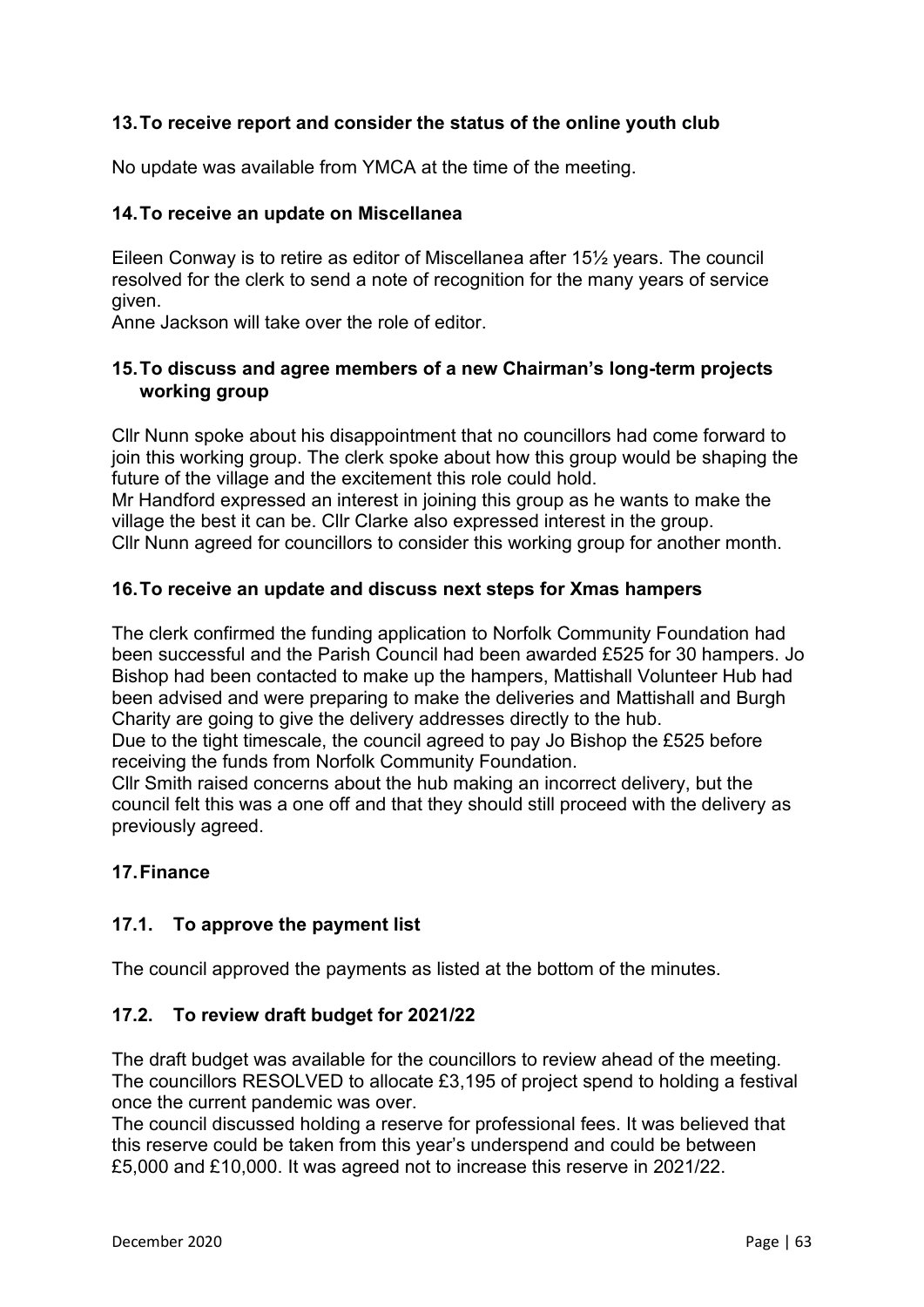## 13. To receive report and consider the status of the online youth club

No update was available from YMCA at the time of the meeting.

## 14. To receive an update on Miscellanea

Eileen Conway is to retire as editor of Miscellanea after 15½ years. The council resolved for the clerk to send a note of recognition for the many years of service given.

Anne Jackson will take over the role of editor.

## 15. To discuss and agree members of a new Chairman's long-term projects working group

Cllr Nunn spoke about his disappointment that no councillors had come forward to join this working group. The clerk spoke about how this group would be shaping the future of the village and the excitement this role could hold.

Mr Handford expressed an interest in joining this group as he wants to make the village the best it can be. Cllr Clarke also expressed interest in the group.

Cllr Nunn agreed for councillors to consider this working group for another month.

## 16. To receive an update and discuss next steps for Xmas hampers

The clerk confirmed the funding application to Norfolk Community Foundation had been successful and the Parish Council had been awarded £525 for 30 hampers. Jo Bishop had been contacted to make up the hampers, Mattishall Volunteer Hub had been advised and were preparing to make the deliveries and Mattishall and Burgh Charity are going to give the delivery addresses directly to the hub.

Due to the tight timescale, the council agreed to pay Jo Bishop the £525 before receiving the funds from Norfolk Community Foundation.

Cllr Smith raised concerns about the hub making an incorrect delivery, but the council felt this was a one off and that they should still proceed with the delivery as previously agreed.

## 17. Finance

### 17.1. To approve the payment list

The council approved the payments as listed at the bottom of the minutes.

### 17.2. To review draft budget for 2021/22

The draft budget was available for the councillors to review ahead of the meeting. The councillors RESOLVED to allocate £3,195 of project spend to holding a festival once the current pandemic was over.

The council discussed holding a reserve for professional fees. It was believed that this reserve could be taken from this year's underspend and could be between £5,000 and £10,000. It was agreed not to increase this reserve in 2021/22.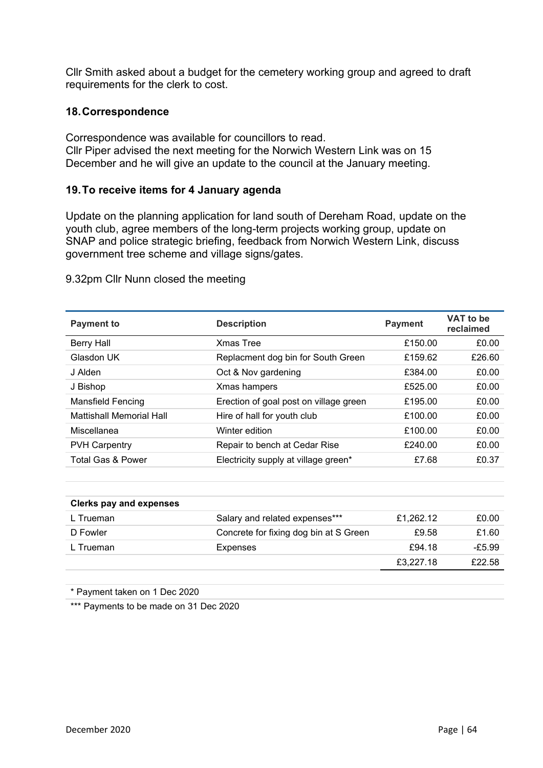Cllr Smith asked about a budget for the cemetery working group and agreed to draft requirements for the clerk to cost.

### 18. Correspondence

Correspondence was available for councillors to read.
Cllr Piper advised the next meeting for the Norwich Western Link was on 15 December and he will give an update to the council at the January meeting.

### 19. To receive items for 4 January agenda

Update on the planning application for land south of Dereham Road, update on the youth club, agree members of the long-term projects working group, update on SNAP and police strategic briefing, feedback from Norwich Western Link, discuss government tree scheme and village signs/gates.

9.32pm Cllr Nunn closed the meeting

| Payment to | Description | Payment | VAT to be reclaimed |
|---|---|---|---|
| Berry Hall | Xmas Tree | £150.00 | £0.00 |
| Glasdon UK | Replacment dog bin for South Green | £159.62 | £26.60 |
| J Alden | Oct & Nov gardening | £384.00 | £0.00 |
| J Bishop | Xmas hampers | £525.00 | £0.00 |
| Mansfield Fencing | Erection of goal post on village green | £195.00 | £0.00 |
| Mattishall Memorial Hall | Hire of hall for youth club | £100.00 | £0.00 |
| Miscellanea | Winter edition | £100.00 | £0.00 |
| PVH Carpentry | Repair to bench at Cedar Rise | £240.00 | £0.00 |
| Total Gas & Power | Electricity supply at village green* | £7.68 | £0.37 |
| | | | |
| **Clerks pay and expenses** | | | |
| L Trueman | Salary and related expenses*** | £1,262.12 | £0.00 |
| D Fowler | Concrete for fixing dog bin at S Green | £9.58 | £1.60 |
| L Trueman | Expenses | £94.18 | -£5.99 |
| | | £3,227.18 | £22.58 |

\* Payment taken on 1 Dec 2020

\*\*\* Payments to be made on 31 Dec 2020